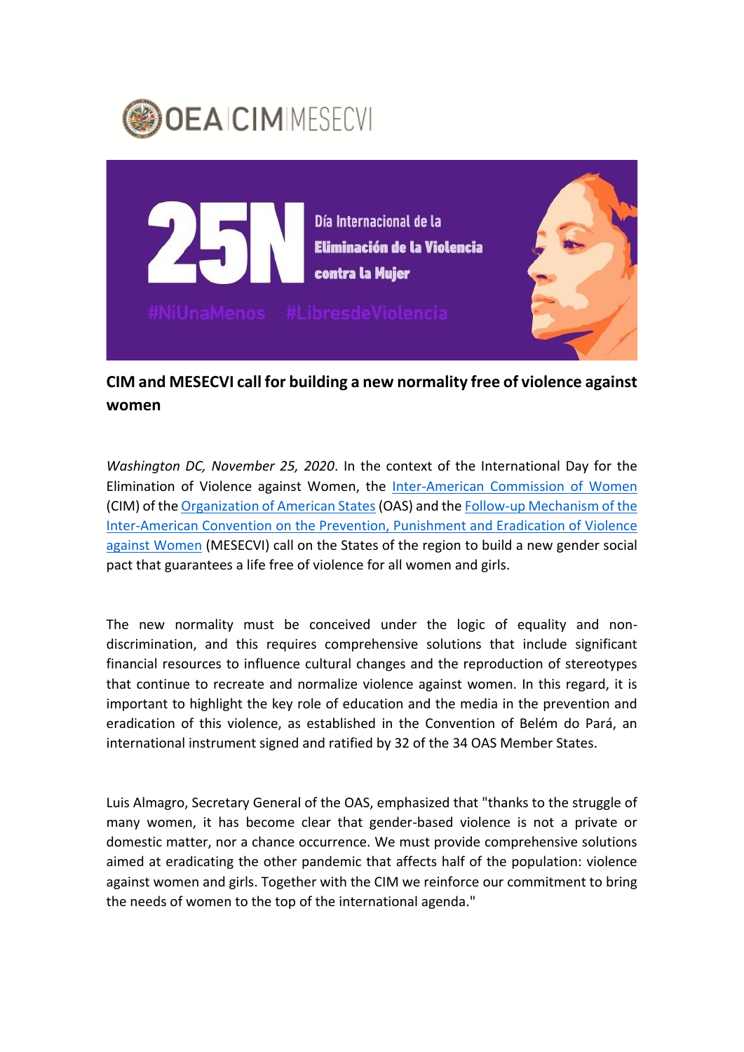## CIM and MESECVI call for building a new normality free of violence against women

*Washington DC, November 25, 2020*. In the context of the International Day for the Elimination of Violence against Women, the Inter-American Commission of Women (CIM) of the Organization of American States (OAS) and the Follow-up Mechanism of the Inter-American Convention on the Prevention, Punishment and Eradication of Violence against Women (MESECVI) call on the States of the region to build a new gender social pact that guarantees a life free of violence for all women and girls.

The new normality must be conceived under the logic of equality and non-discrimination, and this requires comprehensive solutions that include significant financial resources to influence cultural changes and the reproduction of stereotypes that continue to recreate and normalize violence against women. In this regard, it is important to highlight the key role of education and the media in the prevention and eradication of this violence, as established in the Convention of Belém do Pará, an international instrument signed and ratified by 32 of the 34 OAS Member States.

Luis Almagro, Secretary General of the OAS, emphasized that "thanks to the struggle of many women, it has become clear that gender-based violence is not a private or domestic matter, nor a chance occurrence. We must provide comprehensive solutions aimed at eradicating the other pandemic that affects half of the population: violence against women and girls. Together with the CIM we reinforce our commitment to bring the needs of women to the top of the international agenda."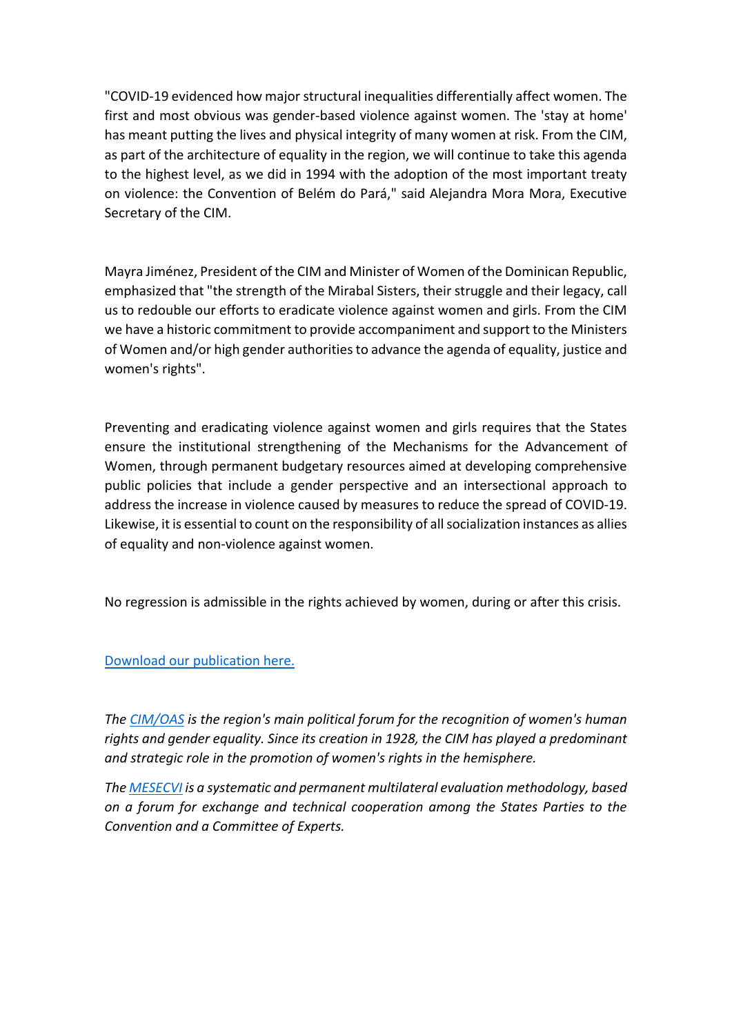"COVID-19 evidenced how major structural inequalities differentially affect women. The first and most obvious was gender-based violence against women. The 'stay at home' has meant putting the lives and physical integrity of many women at risk. From the CIM, as part of the architecture of equality in the region, we will continue to take this agenda to the highest level, as we did in 1994 with the adoption of the most important treaty on violence: the Convention of Belém do Pará," said Alejandra Mora Mora, Executive Secretary of the CIM.

Mayra Jiménez, President of the CIM and Minister of Women of the Dominican Republic, emphasized that "the strength of the Mirabal Sisters, their struggle and their legacy, call us to redouble our efforts to eradicate violence against women and girls. From the CIM we have a historic commitment to provide accompaniment and support to the Ministers of Women and/or high gender authorities to advance the agenda of equality, justice and women's rights".

Preventing and eradicating violence against women and girls requires that the States ensure the institutional strengthening of the Mechanisms for the Advancement of Women, through permanent budgetary resources aimed at developing comprehensive public policies that include a gender perspective and an intersectional approach to address the increase in violence caused by measures to reduce the spread of COVID-19. Likewise, it is essential to count on the responsibility of all socialization instances as allies of equality and non-violence against women.

No regression is admissible in the rights achieved by women, during or after this crisis.

Download our publication here.

*The CIM/OAS is the region's main political forum for the recognition of women's human rights and gender equality. Since its creation in 1928, the CIM has played a predominant and strategic role in the promotion of women's rights in the hemisphere.*

*The MESECVI is a systematic and permanent multilateral evaluation methodology, based on a forum for exchange and technical cooperation among the States Parties to the Convention and a Committee of Experts.*